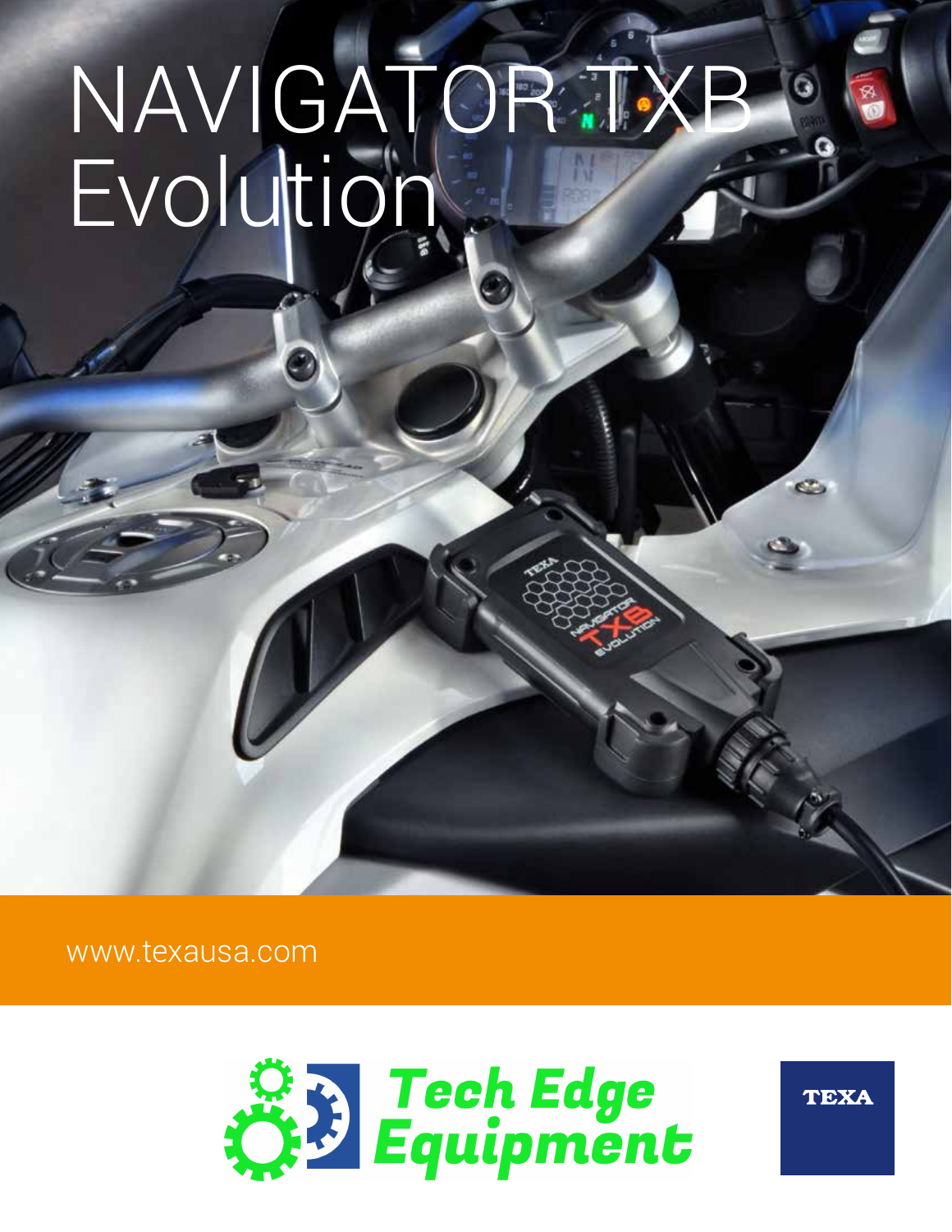# NAVIGATOR TXB Evolution

www.texausa.com

Tech Edge Equipment

TEXA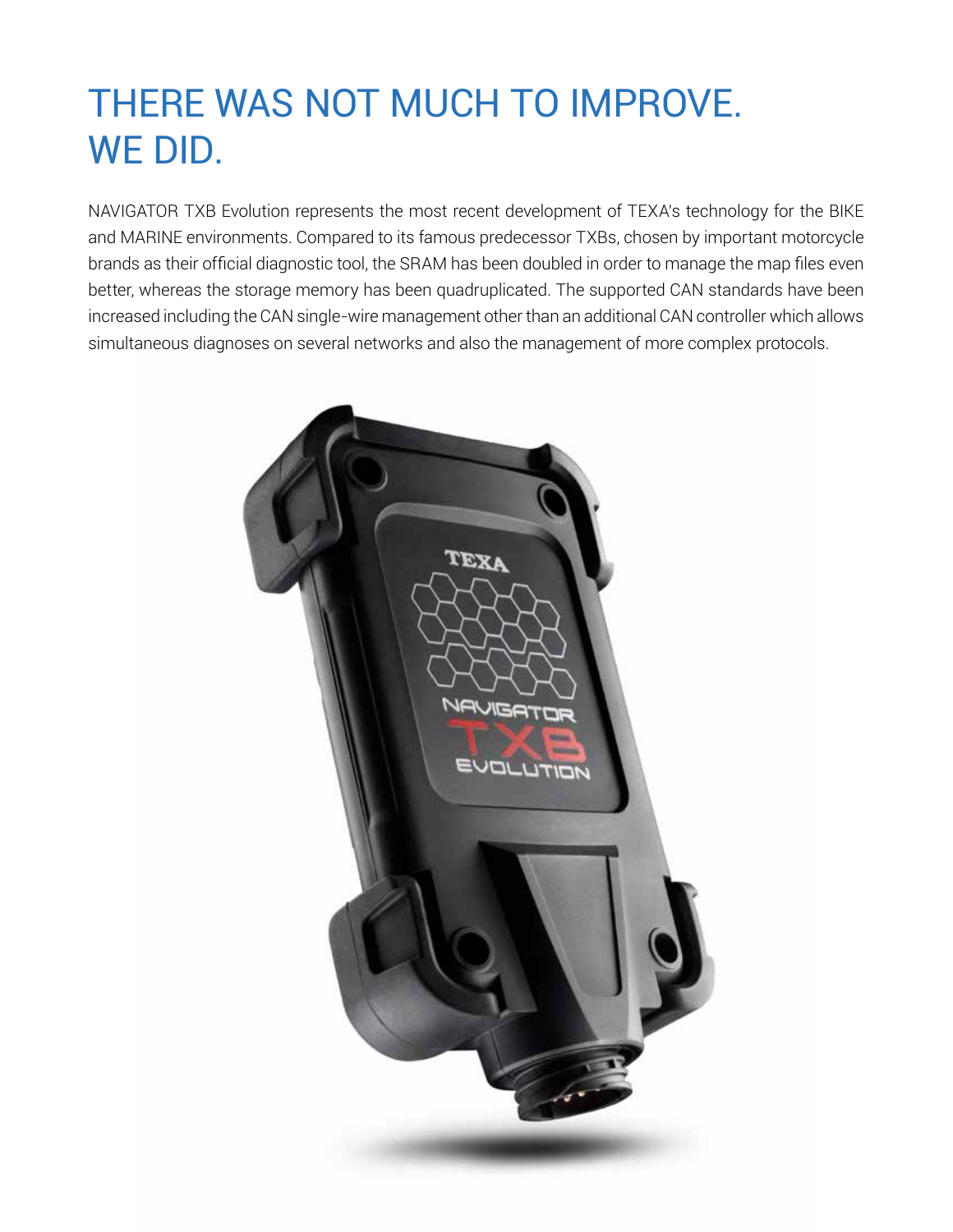# THERE WAS NOT MUCH TO IMPROVE. WE DID.

NAVIGATOR TXB Evolution represents the most recent development of TEXA's technology for the BIKE and MARINE environments. Compared to its famous predecessor TXBs, chosen by important motorcycle brands as their official diagnostic tool, the SRAM has been doubled in order to manage the map files even better, whereas the storage memory has been quadruplicated. The supported CAN standards have been increased including the CAN single-wire management other than an additional CAN controller which allows simultaneous diagnoses on several networks and also the management of more complex protocols.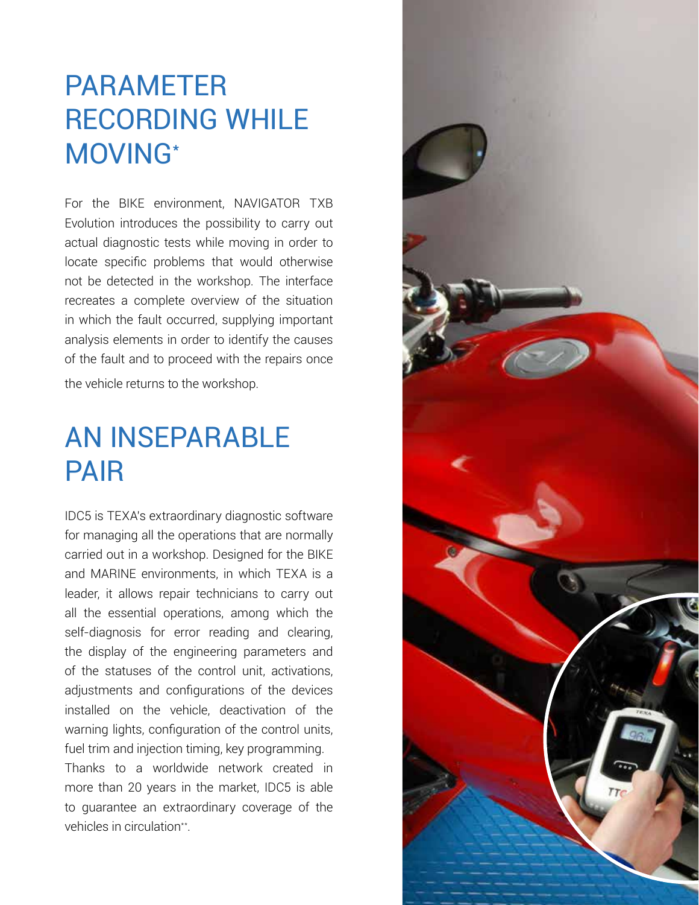# PARAMETER RECORDING WHILE MOVING*

For the BIKE environment, NAVIGATOR TXB Evolution introduces the possibility to carry out actual diagnostic tests while moving in order to locate specific problems that would otherwise not be detected in the workshop. The interface recreates a complete overview of the situation in which the fault occurred, supplying important analysis elements in order to identify the causes of the fault and to proceed with the repairs once the vehicle returns to the workshop.

# AN INSEPARABLE PAIR

IDC5 is TEXA's extraordinary diagnostic software for managing all the operations that are normally carried out in a workshop. Designed for the BIKE and MARINE environments, in which TEXA is a leader, it allows repair technicians to carry out all the essential operations, among which the self-diagnosis for error reading and clearing, the display of the engineering parameters and of the statuses of the control unit, activations, adjustments and configurations of the devices installed on the vehicle, deactivation of the warning lights, configuration of the control units, fuel trim and injection timing, key programming.

Thanks to a worldwide network created in more than 20 years in the market, IDC5 is able to guarantee an extraordinary coverage of the vehicles in circulation**.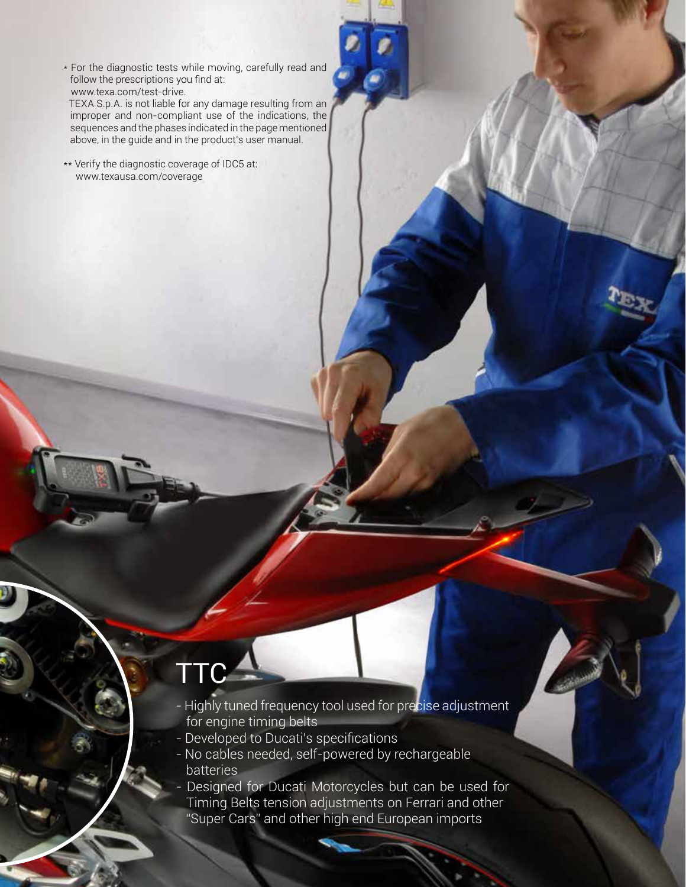\* For the diagnostic tests while moving, carefully read and follow the prescriptions you find at: www.texa.com/test-drive.
TEXA S.p.A. is not liable for any damage resulting from an improper and non-compliant use of the indications, the sequences and the phases indicated in the page mentioned above, in the guide and in the product's user manual.

\*\* Verify the diagnostic coverage of IDC5 at: www.texausa.com/coverage

# TTC

- Highly tuned frequency tool used for precise adjustment for engine timing belts
- Developed to Ducati's specifications
- No cables needed, self-powered by rechargeable batteries
- Designed for Ducati Motorcycles but can be used for Timing Belts tension adjustments on Ferrari and other "Super Cars" and other high end European imports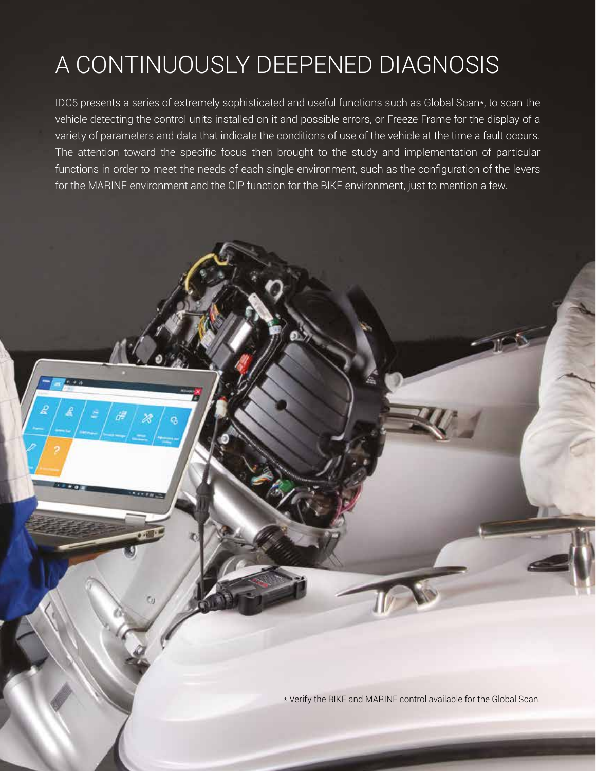# A CONTINUOUSLY DEEPENED DIAGNOSIS

IDC5 presents a series of extremely sophisticated and useful functions such as Global Scan*, to scan the vehicle detecting the control units installed on it and possible errors, or Freeze Frame for the display of a variety of parameters and data that indicate the conditions of use of the vehicle at the time a fault occurs. The attention toward the specific focus then brought to the study and implementation of particular functions in order to meet the needs of each single environment, such as the configuration of the levers for the MARINE environment and the CIP function for the BIKE environment, just to mention a few.

* Verify the BIKE and MARINE control available for the Global Scan.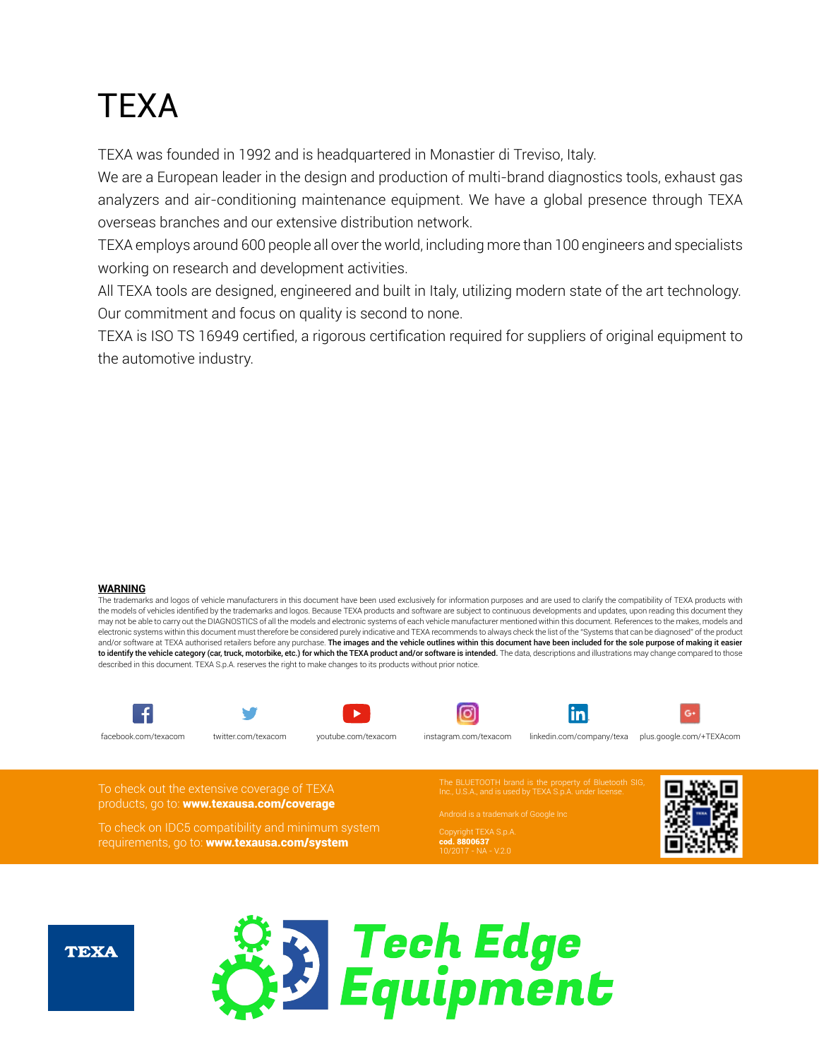# TEXA

TEXA was founded in 1992 and is headquartered in Monastier di Treviso, Italy.
We are a European leader in the design and production of multi-brand diagnostics tools, exhaust gas analyzers and air-conditioning maintenance equipment. We have a global presence through TEXA overseas branches and our extensive distribution network.
TEXA employs around 600 people all over the world, including more than 100 engineers and specialists working on research and development activities.
All TEXA tools are designed, engineered and built in Italy, utilizing modern state of the art technology. Our commitment and focus on quality is second to none.
TEXA is ISO TS 16949 certified, a rigorous certification required for suppliers of original equipment to the automotive industry.

**WARNING**

The trademarks and logos of vehicle manufacturers in this document have been used exclusively for information purposes and are used to clarify the compatibility of TEXA products with the models of vehicles identified by the trademarks and logos. Because TEXA products and software are subject to continuous developments and updates, upon reading this document they may not be able to carry out the DIAGNOSTICS of all the models and electronic systems of each vehicle manufacturer mentioned within this document. References to the makes, models and electronic systems within this document must therefore be considered purely indicative and TEXA recommends to always check the list of the "Systems that can be diagnosed" of the product and/or software at TEXA authorised retailers before any purchase. **The images and the vehicle outlines within this document have been included for the sole purpose of making it easier to identify the vehicle category (car, truck, motorbike, etc.) for which the TEXA product and/or software is intended.** The data, descriptions and illustrations may change compared to those described in this document. TEXA S.p.A. reserves the right to make changes to its products without prior notice.

facebook.com/texacom
twitter.com/texacom
youtube.com/texacom
instagram.com/texacom
linkedin.com/company/texa
plus.google.com/+TEXAcom

To check out the extensive coverage of TEXA products, go to: **www.texausa.com/coverage**

To check on IDC5 compatibility and minimum system requirements, go to: **www.texausa.com/system**

The BLUETOOTH brand is the property of Bluetooth SIG, Inc., U.S.A., and is used by TEXA S.p.A. under license.

Android is a trademark of Google Inc

Copyright TEXA S.p.A.
**cod. 8800637**
10/2017 - NA - V.2.0

TEXA

Tech Edge Equipment